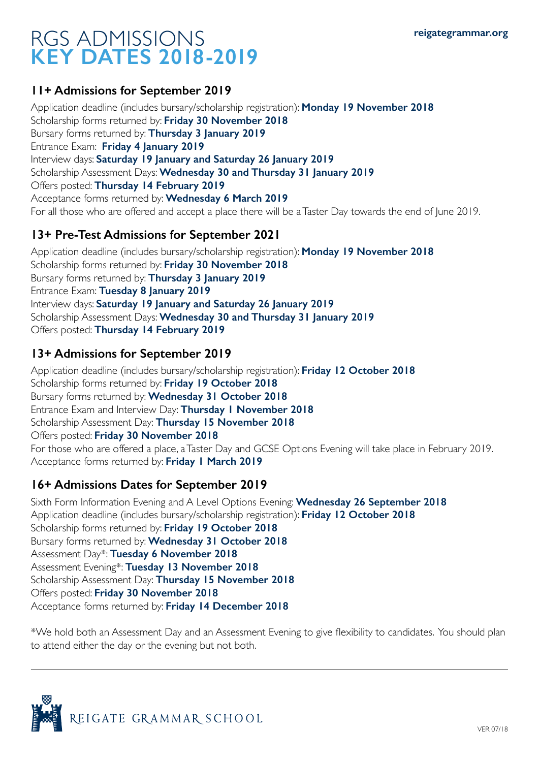# RGS ADMISSIONS **KEY DATES 2018-2019**

reigategrammar.org

## 11+ Admissions for September 2019

Application deadline (includes bursary/scholarship registration): **Monday 19 November 2018**
Scholarship forms returned by: **Friday 30 November 2018**
Bursary forms returned by: **Thursday 3 January 2019**
Entrance Exam: **Friday 4 January 2019**
Interview days: **Saturday 19 January and Saturday 26 January 2019**
Scholarship Assessment Days: **Wednesday 30 and Thursday 31 January 2019**
Offers posted: **Thursday 14 February 2019**
Acceptance forms returned by: **Wednesday 6 March 2019**
For all those who are offered and accept a place there will be a Taster Day towards the end of June 2019.

## 13+ Pre-Test Admissions for September 2021

Application deadline (includes bursary/scholarship registration): **Monday 19 November 2018**
Scholarship forms returned by: **Friday 30 November 2018**
Bursary forms returned by: **Thursday 3 January 2019**
Entrance Exam: **Tuesday 8 January 2019**
Interview days: **Saturday 19 January and Saturday 26 January 2019**
Scholarship Assessment Days: **Wednesday 30 and Thursday 31 January 2019**
Offers posted: **Thursday 14 February 2019**

## 13+ Admissions for September 2019

Application deadline (includes bursary/scholarship registration): **Friday 12 October 2018**
Scholarship forms returned by: **Friday 19 October 2018**
Bursary forms returned by: **Wednesday 31 October 2018**
Entrance Exam and Interview Day: **Thursday 1 November 2018**
Scholarship Assessment Day: **Thursday 15 November 2018**
Offers posted: **Friday 30 November 2018**
For those who are offered a place, a Taster Day and GCSE Options Evening will take place in February 2019.
Acceptance forms returned by: **Friday 1 March 2019**

## 16+ Admissions Dates for September 2019

Sixth Form Information Evening and A Level Options Evening: **Wednesday 26 September 2018**
Application deadline (includes bursary/scholarship registration): **Friday 12 October 2018**
Scholarship forms returned by: **Friday 19 October 2018**
Bursary forms returned by: **Wednesday 31 October 2018**
Assessment Day*: **Tuesday 6 November 2018**
Assessment Evening*: **Tuesday 13 November 2018**
Scholarship Assessment Day: **Thursday 15 November 2018**
Offers posted: **Friday 30 November 2018**
Acceptance forms returned by: **Friday 14 December 2018**

*We hold both an Assessment Day and an Assessment Evening to give flexibility to candidates. You should plan to attend either the day or the evening but not both.

---

REIGATE GRAMMAR SCHOOL

VER 07/18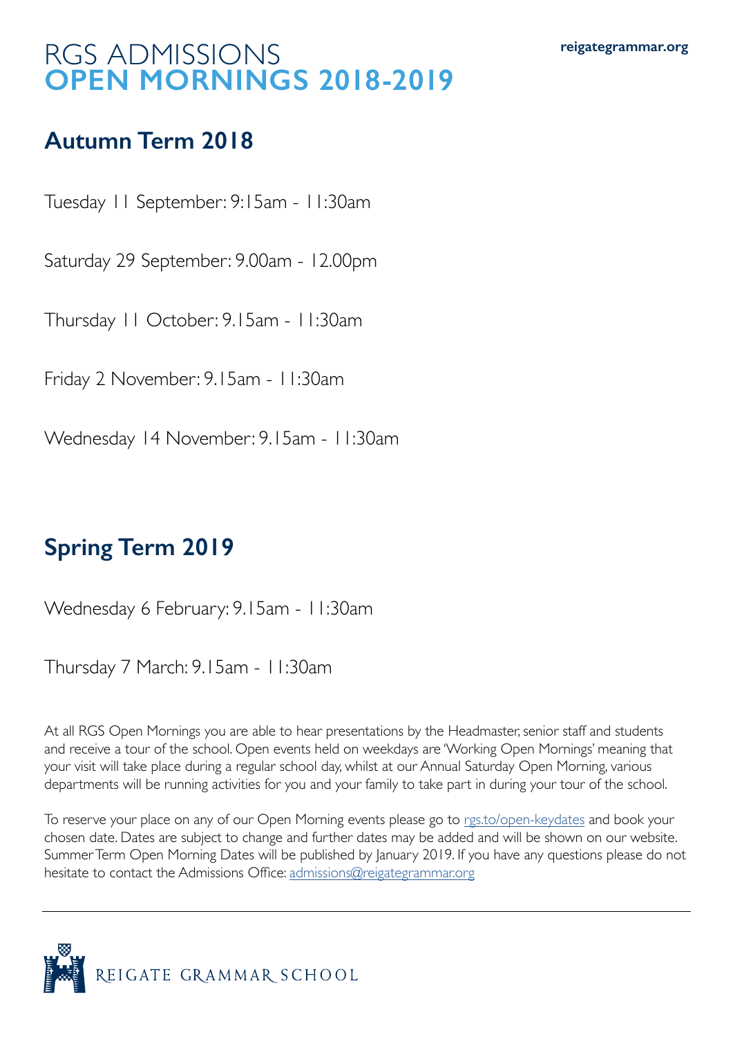reigategrammar.org

# RGS ADMISSIONS
# OPEN MORNINGS 2018-2019

## Autumn Term 2018

Tuesday 11 September: 9:15am - 11:30am

Saturday 29 September: 9.00am - 12.00pm

Thursday 11 October: 9.15am - 11:30am

Friday 2 November: 9.15am - 11:30am

Wednesday 14 November: 9.15am - 11:30am

## Spring Term 2019

Wednesday 6 February: 9.15am - 11:30am

Thursday 7 March: 9.15am - 11:30am

At all RGS Open Mornings you are able to hear presentations by the Headmaster, senior staff and students and receive a tour of the school. Open events held on weekdays are 'Working Open Mornings' meaning that your visit will take place during a regular school day, whilst at our Annual Saturday Open Morning, various departments will be running activities for you and your family to take part in during your tour of the school.

To reserve your place on any of our Open Morning events please go to rgs.to/open-keydates and book your chosen date. Dates are subject to change and further dates may be added and will be shown on our website. Summer Term Open Morning Dates will be published by January 2019. If you have any questions please do not hesitate to contact the Admissions Office: admissions@reigategrammar.org

---

REIGATE GRAMMAR SCHOOL